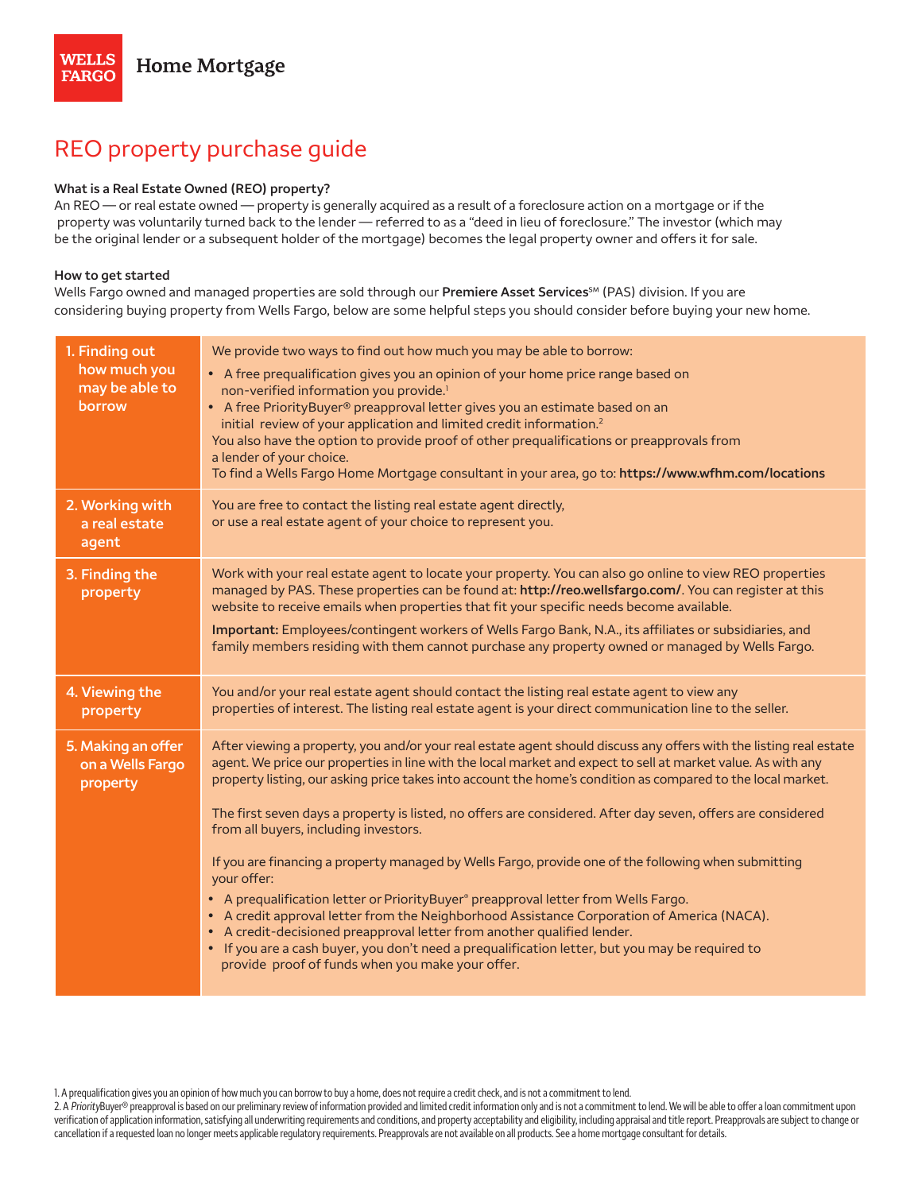WELLS FARGO Home Mortgage

# REO property purchase guide

**What is a Real Estate Owned (REO) property?**

An REO — or real estate owned — property is generally acquired as a result of a foreclosure action on a mortgage or if the property was voluntarily turned back to the lender — referred to as a "deed in lieu of foreclosure." The investor (which may be the original lender or a subsequent holder of the mortgage) becomes the legal property owner and offers it for sale.

**How to get started**

Wells Fargo owned and managed properties are sold through our **Premiere Asset Services**℠ (PAS) division. If you are considering buying property from Wells Fargo, below are some helpful steps you should consider before buying your new home.

| | |
|---|---|
| **1. Finding out how much you may be able to borrow** | We provide two ways to find out how much you may be able to borrow:<br>• A free prequalification gives you an opinion of your home price range based on non-verified information you provide.[1]<br>• A free PriorityBuyer® preapproval letter gives you an estimate based on an initial review of your application and limited credit information.[2]<br>You also have the option to provide proof of other prequalifications or preapprovals from a lender of your choice.<br>To find a Wells Fargo Home Mortgage consultant in your area, go to: **https://www.wfhm.com/locations** |
| **2. Working with a real estate agent** | You are free to contact the listing real estate agent directly, or use a real estate agent of your choice to represent you. |
| **3. Finding the property** | Work with your real estate agent to locate your property. You can also go online to view REO properties managed by PAS. These properties can be found at: **http://reo.wellsfargo.com/**. You can register at this website to receive emails when properties that fit your specific needs become available.<br>**Important:** Employees/contingent workers of Wells Fargo Bank, N.A., its affiliates or subsidiaries, and family members residing with them cannot purchase any property owned or managed by Wells Fargo. |
| **4. Viewing the property** | You and/or your real estate agent should contact the listing real estate agent to view any properties of interest. The listing real estate agent is your direct communication line to the seller. |
| **5. Making an offer on a Wells Fargo property** | After viewing a property, you and/or your real estate agent should discuss any offers with the listing real estate agent. We price our properties in line with the local market and expect to sell at market value. As with any property listing, our asking price takes into account the home's condition as compared to the local market.<br><br>The first seven days a property is listed, no offers are considered. After day seven, offers are considered from all buyers, including investors.<br><br>If you are financing a property managed by Wells Fargo, provide one of the following when submitting your offer:<br>• A prequalification letter or PriorityBuyer® preapproval letter from Wells Fargo.<br>• A credit approval letter from the Neighborhood Assistance Corporation of America (NACA).<br>• A credit-decisioned preapproval letter from another qualified lender.<br>• If you are a cash buyer, you don't need a prequalification letter, but you may be required to provide proof of funds when you make your offer. |

1. A prequalification gives you an opinion of how much you can borrow to buy a home, does not require a credit check, and is not a commitment to lend.

2. A *Priority*Buyer® preapproval is based on our preliminary review of information provided and limited credit information only and is not a commitment to lend. We will be able to offer a loan commitment upon verification of application information, satisfying all underwriting requirements and conditions, and property acceptability and eligibility, including appraisal and title report. Preapprovals are subject to change or cancellation if a requested loan no longer meets applicable regulatory requirements. Preapprovals are not available on all products. See a home mortgage consultant for details.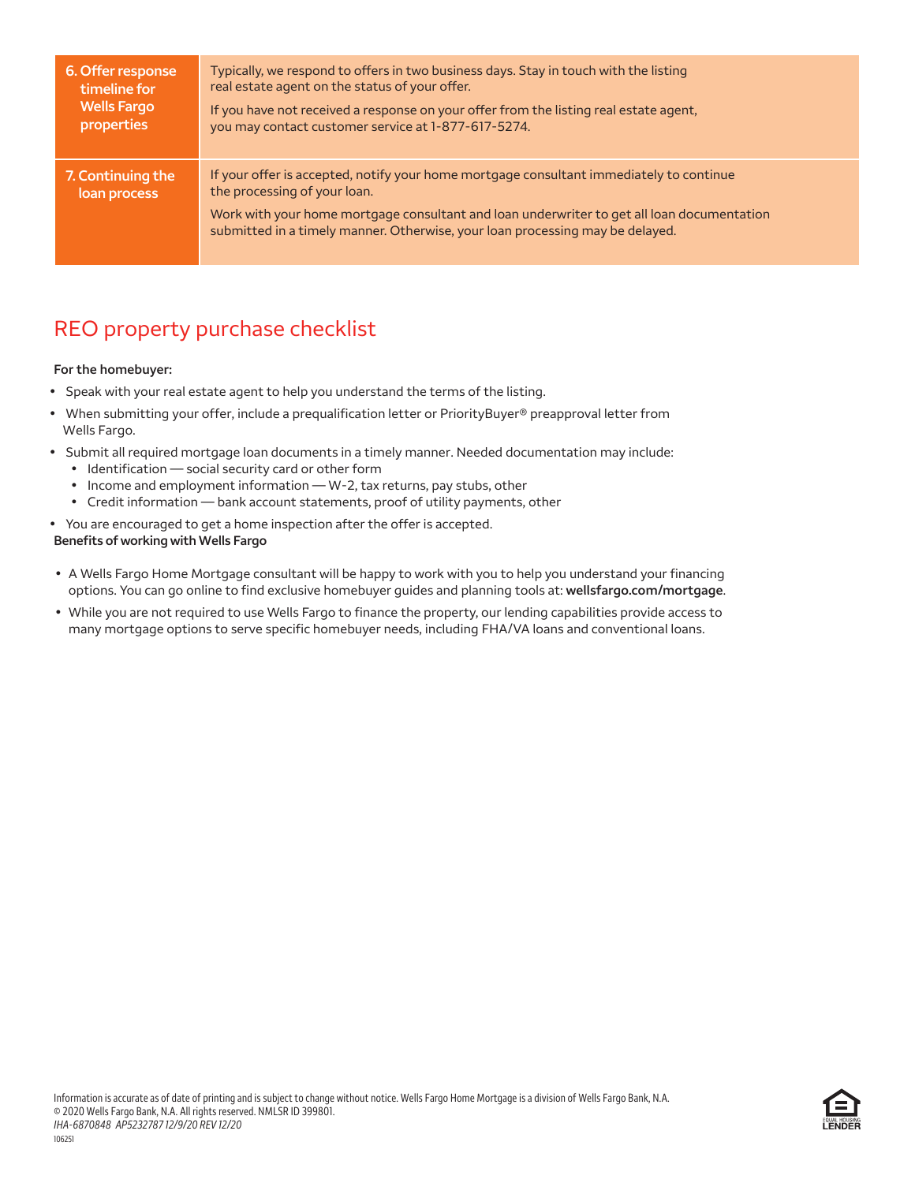| | |
|---|---|
| **6. Offer response timeline for Wells Fargo properties** | Typically, we respond to offers in two business days. Stay in touch with the listing real estate agent on the status of your offer.<br><br>If you have not received a response on your offer from the listing real estate agent, you may contact customer service at 1-877-617-5274. |
| **7. Continuing the loan process** | If your offer is accepted, notify your home mortgage consultant immediately to continue the processing of your loan.<br><br>Work with your home mortgage consultant and loan underwriter to get all loan documentation submitted in a timely manner. Otherwise, your loan processing may be delayed. |

## REO property purchase checklist

**For the homebuyer:**

- Speak with your real estate agent to help you understand the terms of the listing.
- When submitting your offer, include a prequalification letter or PriorityBuyer® preapproval letter from Wells Fargo.
- Submit all required mortgage loan documents in a timely manner. Needed documentation may include:
  - Identification — social security card or other form
  - Income and employment information — W-2, tax returns, pay stubs, other
  - Credit information — bank account statements, proof of utility payments, other
- You are encouraged to get a home inspection after the offer is accepted.

**Benefits of working with Wells Fargo**

- A Wells Fargo Home Mortgage consultant will be happy to work with you to help you understand your financing options. You can go online to find exclusive homebuyer guides and planning tools at: **wellsfargo.com/mortgage**.
- While you are not required to use Wells Fargo to finance the property, our lending capabilities provide access to many mortgage options to serve specific homebuyer needs, including FHA/VA loans and conventional loans.

Information is accurate as of date of printing and is subject to change without notice. Wells Fargo Home Mortgage is a division of Wells Fargo Bank, N.A.
© 2020 Wells Fargo Bank, N.A. All rights reserved. NMLSR ID 399801.
*IHA-6870848 AP5232787 12/9/20 REV 12/20*
106251

EQUAL HOUSING LENDER